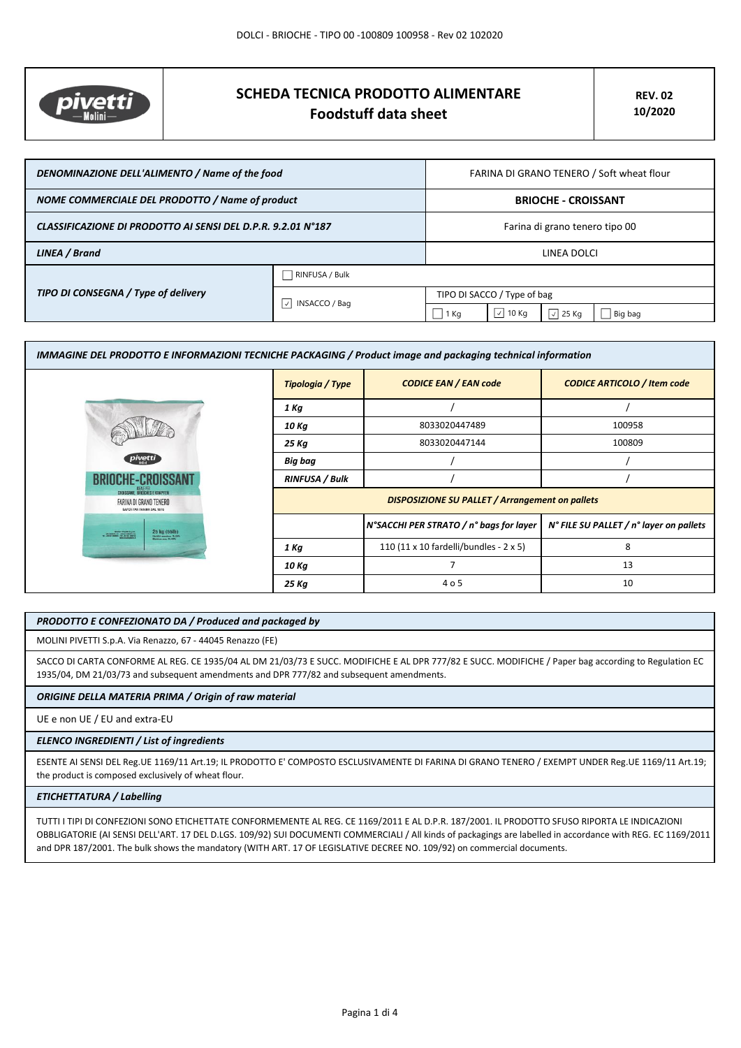# SCHEDA TECNICA PRODOTTO ALIMENTARE
## Foodstuff data sheet

**REV. 02**
**10/2020**

| | | | | | |
|---|---|---|---|---|---|
| ***DENOMINAZIONE DELL'ALIMENTO / Name of the food*** | | FARINA DI GRANO TENERO / Soft wheat flour | | | |
| ***NOME COMMERCIALE DEL PRODOTTO / Name of product*** | | **BRIOCHE - CROISSANT** | | | |
| ***CLASSIFICAZIONE DI PRODOTTO AI SENSI DEL D.P.R. 9.2.01 N°187*** | | Farina di grano tenero tipo 00 | | | |
| ***LINEA / Brand*** | | LINEA DOLCI | | | |
| ***TIPO DI CONSEGNA / Type of delivery*** | ☐ RINFUSA / Bulk | | | | |
| | ☑ INSACCO / Bag | TIPO DI SACCO / Type of bag | | | |
| | | ☐ 1 Kg | ☑ 10 Kg | ☑ 25 Kg | ☐ Big bag |

### *IMMAGINE DEL PRODOTTO E INFORMAZIONI TECNICHE PACKAGING / Product image and packaging technical information*

| ***Tipologia / Type*** | ***CODICE EAN / EAN code*** | ***CODICE ARTICOLO / Item code*** |
|---|---|---|
| ***1 Kg*** | / | / |
| ***10 Kg*** | 8033020447489 | 100958 |
| ***25 Kg*** | 8033020447144 | 100809 |
| ***Big bag*** | / | / |
| ***RINFUSA / Bulk*** | / | / |

***DISPOSIZIONE SU PALLET / Arrangement on pallets***

| | ***N°SACCHI PER STRATO / n° bags for layer*** | ***N° FILE SU PALLET / n° layer on pallets*** |
|---|---|---|
| ***1 Kg*** | 110 (11 x 10 fardelli/bundles - 2 x 5) | 8 |
| ***10 Kg*** | 7 | 13 |
| ***25 Kg*** | 4 o 5 | 10 |

### *PRODOTTO E CONFEZIONATO DA / Produced and packaged by*

MOLINI PIVETTI S.p.A. Via Renazzo, 67 - 44045 Renazzo (FE)

SACCO DI CARTA CONFORME AL REG. CE 1935/04 AL DM 21/03/73 E SUCC. MODIFICHE E AL DPR 777/82 E SUCC. MODIFICHE / Paper bag according to Regulation EC 1935/04, DM 21/03/73 and subsequent amendments and DPR 777/82 and subsequent amendments.

### *ORIGINE DELLA MATERIA PRIMA / Origin of raw material*

UE e non UE / EU and extra-EU

### *ELENCO INGREDIENTI / List of ingredients*

ESENTE AI SENSI DEL Reg.UE 1169/11 Art.19; IL PRODOTTO E' COMPOSTO ESCLUSIVAMENTE DI FARINA DI GRANO TENERO / EXEMPT UNDER Reg.UE 1169/11 Art.19; the product is composed exclusively of wheat flour.

### *ETICHETTATURA / Labelling*

TUTTI I TIPI DI CONFEZIONI SONO ETICHETTATE CONFORMEMENTE AL REG. CE 1169/2011 E AL D.P.R. 187/2001. IL PRODOTTO SFUSO RIPORTA LE INDICAZIONI OBBLIGATORIE (AI SENSI DELL'ART. 17 DEL D.LGS. 109/92) SUI DOCUMENTI COMMERCIALI / All kinds of packagings are labelled in accordance with REG. EC 1169/2011 and DPR 187/2001. The bulk shows the mandatory (WITH ART. 17 OF LEGISLATIVE DECREE NO. 109/92) on commercial documents.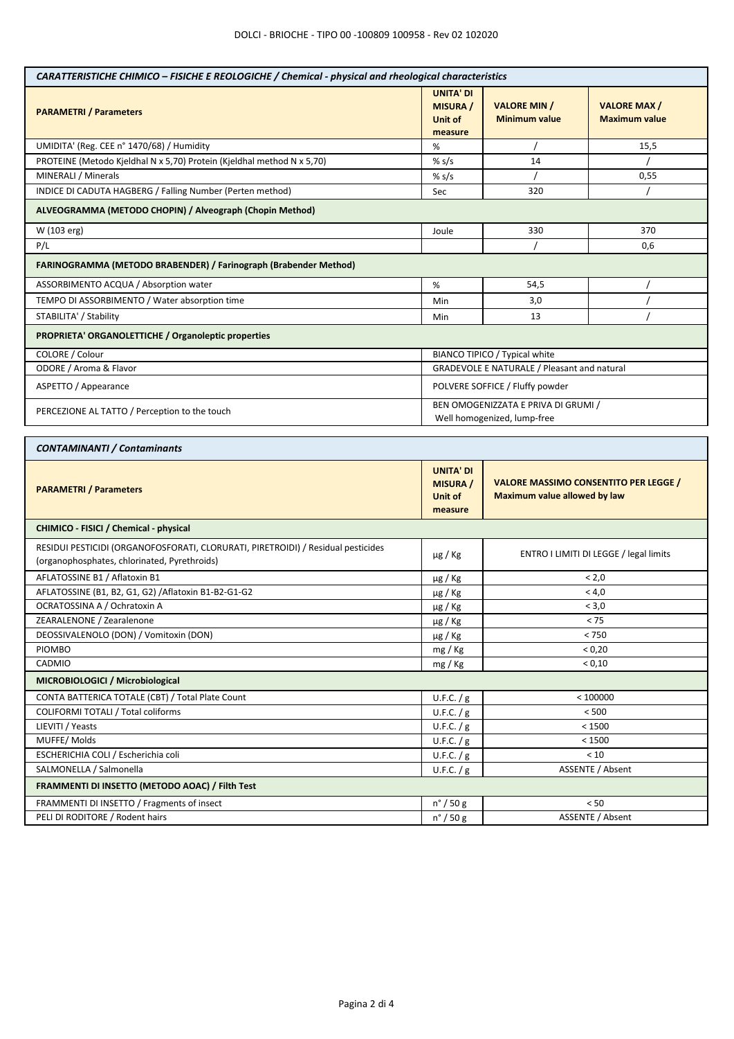| CARATTERISTICHE CHIMICO – FISICHE E REOLOGICHE / Chemical - physical and rheological characteristics | | | |
|---|---|---|---|
| **PARAMETRI / Parameters** | **UNITA' DI MISURA / Unit of measure** | **VALORE MIN / Minimum value** | **VALORE MAX / Maximum value** |
| UMIDITA' (Reg. CEE n° 1470/68) / Humidity | % | / | 15,5 |
| PROTEINE (Metodo Kjeldhal N x 5,70) Protein (Kjeldhal method N x 5,70) | % s/s | 14 | / |
| MINERALI / Minerals | % s/s | / | 0,55 |
| INDICE DI CADUTA HAGBERG / Falling Number (Perten method) | Sec | 320 | / |
| **ALVEOGRAMMA (METODO CHOPIN) / Alveograph (Chopin Method)** | | | |
| W (103 erg) | Joule | 330 | 370 |
| P/L | | / | 0,6 |
| **FARINOGRAMMA (METODO BRABENDER) / Farinograph (Brabender Method)** | | | |
| ASSORBIMENTO ACQUA / Absorption water | % | 54,5 | / |
| TEMPO DI ASSORBIMENTO / Water absorption time | Min | 3,0 | / |
| STABILITA' / Stability | Min | 13 | / |
| **PROPRIETA' ORGANOLETTICHE / Organoleptic properties** | | | |
| COLORE / Colour | BIANCO TIPICO / Typical white | | |
| ODORE / Aroma & Flavor | GRADEVOLE E NATURALE / Pleasant and natural | | |
| ASPETTO / Appearance | POLVERE SOFFICE / Fluffy powder | | |
| PERCEZIONE AL TATTO / Perception to the touch | BEN OMOGENIZZATA E PRIVA DI GRUMI / Well homogenized, lump-free | | |

| CONTAMINANTI / Contaminants | | |
|---|---|---|
| **PARAMETRI / Parameters** | **UNITA' DI MISURA / Unit of measure** | **VALORE MASSIMO CONSENTITO PER LEGGE / Maximum value allowed by law** |
| **CHIMICO - FISICI / Chemical - physical** | | |
| RESIDUI PESTICIDI (ORGANOFOSFORATI, CLORURATI, PIRETROIDI) / Residual pesticides (organophosphates, chlorinated, Pyrethroids) | µg / Kg | ENTRO I LIMITI DI LEGGE / legal limits |
| AFLATOSSINE B1 / Aflatoxin B1 | µg / Kg | < 2,0 |
| AFLATOSSINE (B1, B2, G1, G2) /Aflatoxin B1-B2-G1-G2 | µg / Kg | < 4,0 |
| OCRATOSSINA A / Ochratoxin A | µg / Kg | < 3,0 |
| ZEARALENONE / Zearalenone | µg / Kg | < 75 |
| DEOSSIVALENOLO (DON) / Vomitoxin (DON) | µg / Kg | < 750 |
| PIOMBO | mg / Kg | < 0,20 |
| CADMIO | mg / Kg | < 0,10 |
| **MICROBIOLOGICI / Microbiological** | | |
| CONTA BATTERICA TOTALE (CBT) / Total Plate Count | U.F.C. / g | < 100000 |
| COLIFORMI TOTALI / Total coliforms | U.F.C. / g | < 500 |
| LIEVITI / Yeasts | U.F.C. / g | < 1500 |
| MUFFE/ Molds | U.F.C. / g | < 1500 |
| ESCHERICHIA COLI / Escherichia coli | U.F.C. / g | < 10 |
| SALMONELLA / Salmonella | U.F.C. / g | ASSENTE / Absent |
| **FRAMMENTI DI INSETTO (METODO AOAC) / Filth Test** | | |
| FRAMMENTI DI INSETTO / Fragments of insect | n° / 50 g | < 50 |
| PELI DI RODITORE / Rodent hairs | n° / 50 g | ASSENTE / Absent |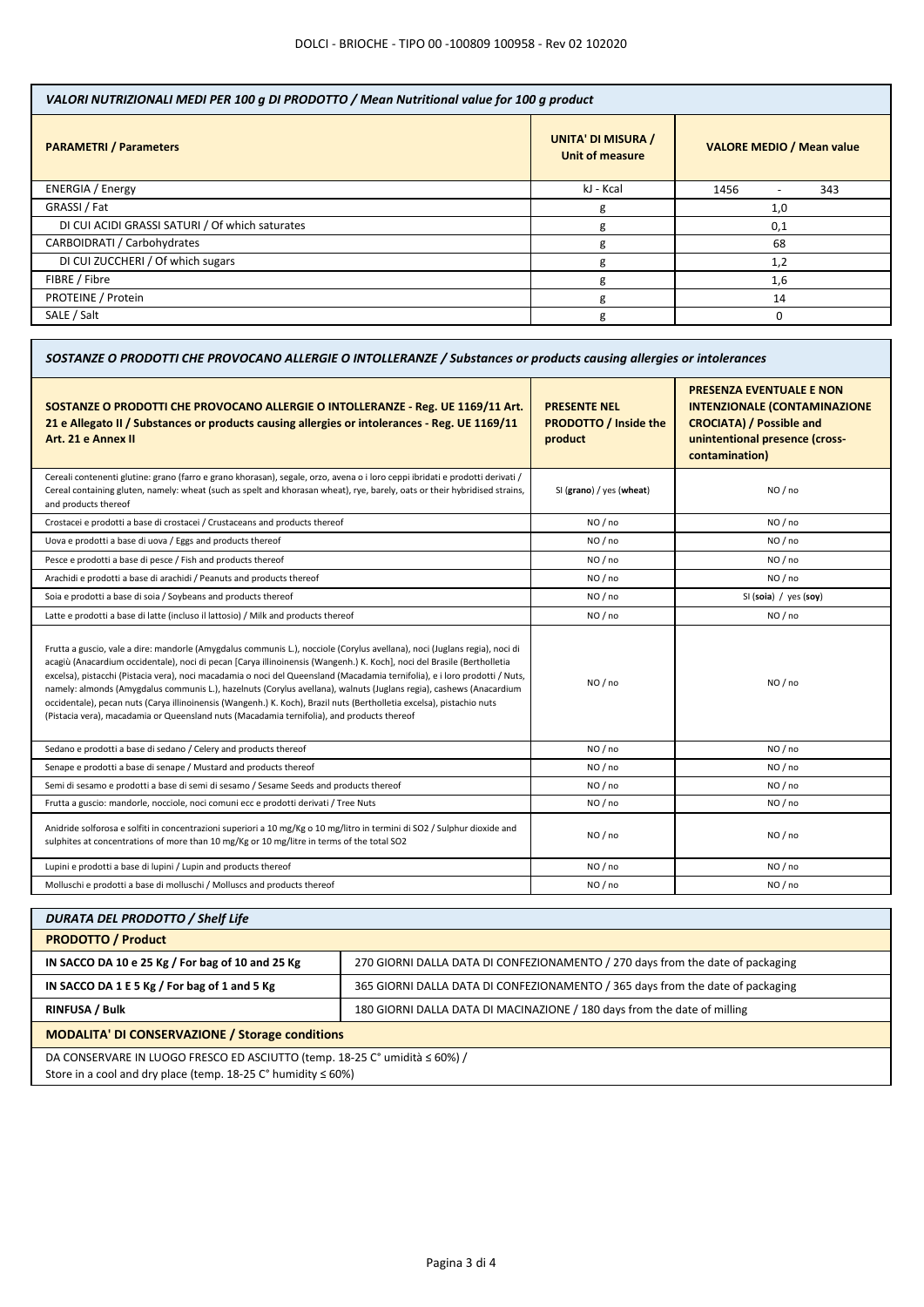| VALORI NUTRIZIONALI MEDI PER 100 g DI PRODOTTO / Mean Nutritional value for 100 g product | | |
|---|---|---|
| **PARAMETRI / Parameters** | **UNITA' DI MISURA / Unit of measure** | **VALORE MEDIO / Mean value** |
| ENERGIA / Energy | kJ - Kcal | 1456 - 343 |
| GRASSI / Fat | g | 1,0 |
| DI CUI ACIDI GRASSI SATURI / Of which saturates | g | 0,1 |
| CARBOIDRATI / Carbohydrates | g | 68 |
| DI CUI ZUCCHERI / Of which sugars | g | 1,2 |
| FIBRE / Fibre | g | 1,6 |
| PROTEINE / Protein | g | 14 |
| SALE / Salt | g | 0 |

| SOSTANZE O PRODOTTI CHE PROVOCANO ALLERGIE O INTOLLERANZE / Substances or products causing allergies or intolerances | | |
|---|---|---|
| **SOSTANZE O PRODOTTI CHE PROVOCANO ALLERGIE O INTOLLERANZE - Reg. UE 1169/11 Art. 21 e Allegato II / Substances or products causing allergies or intolerances - Reg. UE 1169/11 Art. 21 e Annex II** | **PRESENTE NEL PRODOTTO / Inside the product** | **PRESENZA EVENTUALE E NON INTENZIONALE (CONTAMINAZIONE CROCIATA) / Possible and unintentional presence (cross-contamination)** |
| Cereali contenenti glutine: grano (farro e grano khorasan), segale, orzo, avena o i loro ceppi ibridati e prodotti derivati / Cereal containing gluten, namely: wheat (such as spelt and khorasan wheat), rye, barely, oats or their hybridised strains, and products thereof | SI (**grano**) / yes (**wheat**) | NO / no |
| Crostacei e prodotti a base di crostacei / Crustaceans and products thereof | NO / no | NO / no |
| Uova e prodotti a base di uova / Eggs and products thereof | NO / no | NO / no |
| Pesce e prodotti a base di pesce / Fish and products thereof | NO / no | NO / no |
| Arachidi e prodotti a base di arachidi / Peanuts and products thereof | NO / no | NO / no |
| Soia e prodotti a base di soia / Soybeans and products thereof | NO / no | SI (**soia**) / yes (**soy**) |
| Latte e prodotti a base di latte (incluso il lattosio) / Milk and products thereof | NO / no | NO / no |
| Frutta a guscio, vale a dire: mandorle (Amygdalus communis L.), nocciole (Corylus avellana), noci (Juglans regia), noci di acagiù (Anacardium occidentale), noci di pecan [Carya illinoinensis (Wangenh.) K. Koch], noci del Brasile (Bertholletia excelsa), pistacchi (Pistacia vera), noci macadamia o noci del Queensland (Macadamia ternifolia), e i loro prodotti / Nuts, namely: almonds (Amygdalus communis L.), hazelnuts (Corylus avellana), walnuts (Juglans regia), cashews (Anacardium occidentale), pecan nuts (Carya illinoinensis (Wangenh.) K. Koch), Brazil nuts (Bertholletia excelsa), pistachio nuts (Pistacia vera), macadamia or Queensland nuts (Macadamia ternifolia), and products thereof | NO / no | NO / no |
| Sedano e prodotti a base di sedano / Celery and products thereof | NO / no | NO / no |
| Senape e prodotti a base di senape / Mustard and products thereof | NO / no | NO / no |
| Semi di sesamo e prodotti a base di semi di sesamo / Sesame Seeds and products thereof | NO / no | NO / no |
| Frutta a guscio: mandorle, nocciole, noci comuni ecc e prodotti derivati / Tree Nuts | NO / no | NO / no |
| Anidride solforosa e solfiti in concentrazioni superiori a 10 mg/Kg o 10 mg/litro in termini di SO2 / Sulphur dioxide and sulphites at concentrations of more than 10 mg/Kg or 10 mg/litre in terms of the total SO2 | NO / no | NO / no |
| Lupini e prodotti a base di lupini / Lupin and products thereof | NO / no | NO / no |
| Molluschi e prodotti a base di molluschi / Molluscs and products thereof | NO / no | NO / no |

| DURATA DEL PRODOTTO / Shelf Life | |
|---|---|
| **PRODOTTO / Product** | |
| **IN SACCO DA 10 e 25 Kg / For bag of 10 and 25 Kg** | 270 GIORNI DALLA DATA DI CONFEZIONAMENTO / 270 days from the date of packaging |
| **IN SACCO DA 1 E 5 Kg / For bag of 1 and 5 Kg** | 365 GIORNI DALLA DATA DI CONFEZIONAMENTO / 365 days from the date of packaging |
| **RINFUSA / Bulk** | 180 GIORNI DALLA DATA DI MACINAZIONE / 180 days from the date of milling |
| **MODALITA' DI CONSERVAZIONE / Storage conditions** | |
| DA CONSERVARE IN LUOGO FRESCO ED ASCIUTTO (temp. 18-25 C° umidità ≤ 60%) / Store in a cool and dry place (temp. 18-25 C° humidity ≤ 60%) | |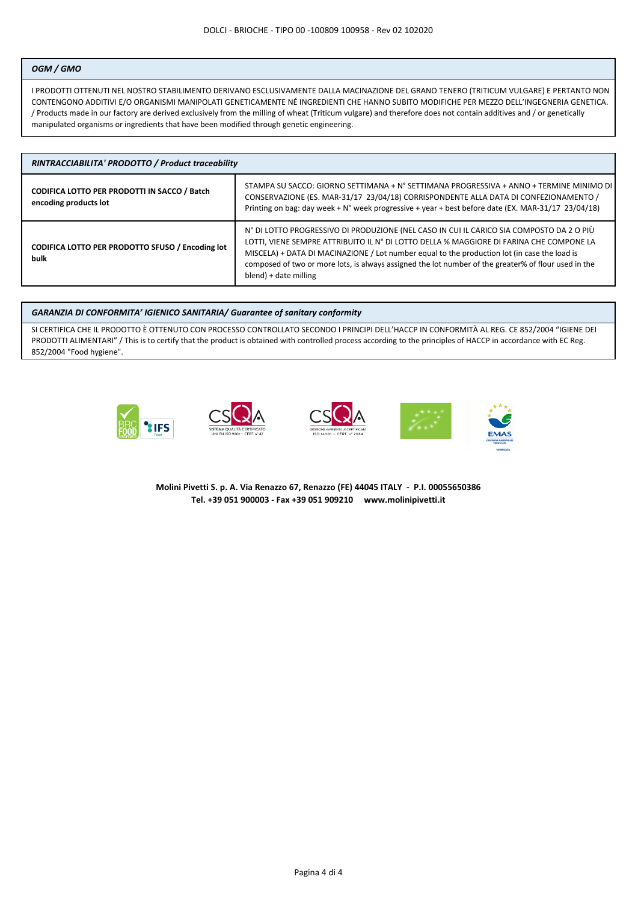## *OGM / GMO*

I PRODOTTI OTTENUTI NEL NOSTRO STABILIMENTO DERIVANO ESCLUSIVAMENTE DALLA MACINAZIONE DEL GRANO TENERO (TRITICUM VULGARE) E PERTANTO NON CONTENGONO ADDITIVI E/O ORGANISMI MANIPOLATI GENETICAMENTE NÉ INGREDIENTI CHE HANNO SUBITO MODIFICHE PER MEZZO DELL'INGEGNERIA GENETICA. / Products made in our factory are derived exclusively from the milling of wheat (Triticum vulgare) and therefore does not contain additives and / or genetically manipulated organisms or ingredients that have been modified through genetic engineering.

## *RINTRACCIABILITA' PRODOTTO / Product traceability*

| | |
|---|---|
| **CODIFICA LOTTO PER PRODOTTI IN SACCO / Batch encoding products lot** | STAMPA SU SACCO: GIORNO SETTIMANA + N° SETTIMANA PROGRESSIVA + ANNO + TERMINE MINIMO DI CONSERVAZIONE (ES. MAR-31/17 23/04/18) CORRISPONDENTE ALLA DATA DI CONFEZIONAMENTO / Printing on bag: day week + N° week progressive + year + best before date (EX. MAR-31/17 23/04/18) |
| **CODIFICA LOTTO PER PRODOTTO SFUSO / Encoding lot bulk** | N° DI LOTTO PROGRESSIVO DI PRODUZIONE (NEL CASO IN CUI IL CARICO SIA COMPOSTO DA 2 O PIÙ LOTTI, VIENE SEMPRE ATTRIBUITO IL N° DI LOTTO DELLA % MAGGIORE DI FARINA CHE COMPONE LA MISCELA) + DATA DI MACINAZIONE / Lot number equal to the production lot (in case the load is composed of two or more lots, is always assigned the lot number of the greater% of flour used in the blend) + date milling |

## *GARANZIA DI CONFORMITA' IGIENICO SANITARIA/ Guarantee of sanitary conformity*

SI CERTIFICA CHE IL PRODOTTO È OTTENUTO CON PROCESSO CONTROLLATO SECONDO I PRINCIPI DELL'HACCP IN CONFORMITÀ AL REG. CE 852/2004 "IGIENE DEI PRODOTTI ALIMENTARI" / This is to certify that the product is obtained with controlled process according to the principles of HACCP in accordance with EC Reg. 852/2004 "Food hygiene".

BRC FOOD CERTIFICATED · IFS Food · CSQA SISTEMA QUALITÀ CERTIFICATO UNI EN ISO 9001 – CERT. n° 47 · CSQA GESTIONE AMBIENTALE CERTIFICATA ISO 14001 – CERT. n° 2084 · EMAS GESTIONE AMBIENTALE VERIFICATA

**Molini Pivetti S. p. A. Via Renazzo 67, Renazzo (FE) 44045 ITALY - P.I. 00055650386**
**Tel. +39 051 900003 - Fax +39 051 909210 www.molinipivetti.it**